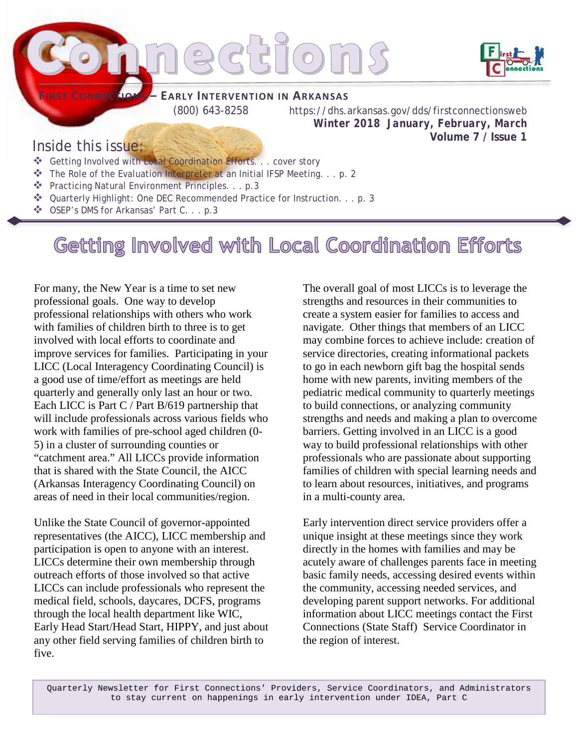# Connections

**First Connections – Early Intervention in Arkansas**

(800) 643-8258 https://dhs.arkansas.gov/dds/firstconnectionsweb

**Winter 2018 January, February, March**

**Volume 7 / Issue 1**

## Inside this issue:

- Getting Involved with Local Coordination Efforts. . . cover story
- The Role of the Evaluation Interpreter at an Initial IFSP Meeting. . . p. 2
- Practicing Natural Environment Principles. . . p.3
- Quarterly Highlight: One DEC Recommended Practice for Instruction. . . p. 3
- OSEP's DMS for Arkansas' Part C. . . p.3

# Getting Involved with Local Coordination Efforts

For many, the New Year is a time to set new professional goals. One way to develop professional relationships with others who work with families of children birth to three is to get involved with local efforts to coordinate and improve services for families. Participating in your LICC (Local Interagency Coordinating Council) is a good use of time/effort as meetings are held quarterly and generally only last an hour or two. Each LICC is Part C / Part B/619 partnership that will include professionals across various fields who work with families of pre-school aged children (0-5) in a cluster of surrounding counties or "catchment area." All LICCs provide information that is shared with the State Council, the AICC (Arkansas Interagency Coordinating Council) on areas of need in their local communities/region.

Unlike the State Council of governor-appointed representatives (the AICC), LICC membership and participation is open to anyone with an interest. LICCs determine their own membership through outreach efforts of those involved so that active LICCs can include professionals who represent the medical field, schools, daycares, DCFS, programs through the local health department like WIC, Early Head Start/Head Start, HIPPY, and just about any other field serving families of children birth to five.

The overall goal of most LICCs is to leverage the strengths and resources in their communities to create a system easier for families to access and navigate. Other things that members of an LICC may combine forces to achieve include: creation of service directories, creating informational packets to go in each newborn gift bag the hospital sends home with new parents, inviting members of the pediatric medical community to quarterly meetings to build connections, or analyzing community strengths and needs and making a plan to overcome barriers. Getting involved in an LICC is a good way to build professional relationships with other professionals who are passionate about supporting families of children with special learning needs and to learn about resources, initiatives, and programs in a multi-county area.

Early intervention direct service providers offer a unique insight at these meetings since they work directly in the homes with families and may be acutely aware of challenges parents face in meeting basic family needs, accessing desired events within the community, accessing needed services, and developing parent support networks. For additional information about LICC meetings contact the First Connections (State Staff) Service Coordinator in the region of interest.

Quarterly Newsletter for First Connections' Providers, Service Coordinators, and Administrators to stay current on happenings in early intervention under IDEA, Part C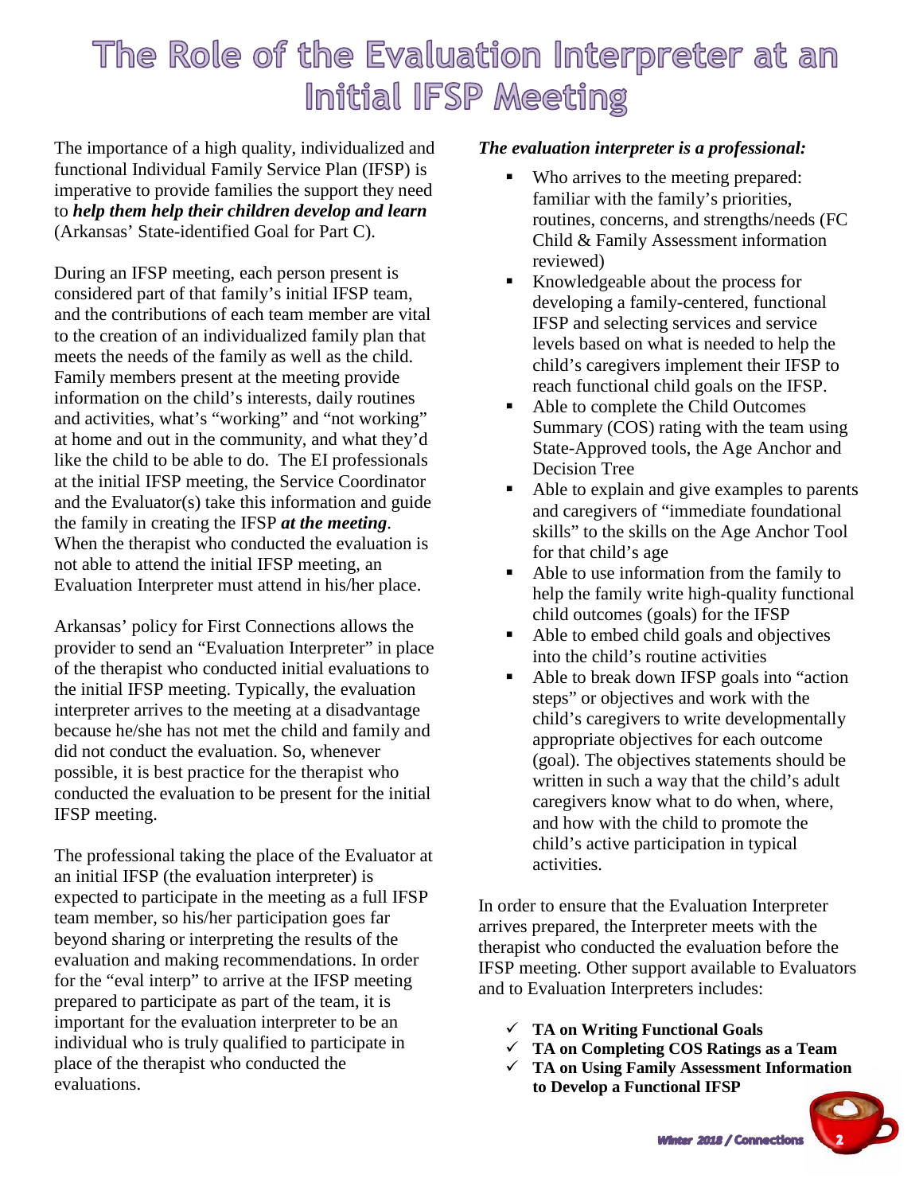# The Role of the Evaluation Interpreter at an Initial IFSP Meeting

The importance of a high quality, individualized and functional Individual Family Service Plan (IFSP) is imperative to provide families the support they need to ***help them help their children develop and learn*** (Arkansas' State-identified Goal for Part C).

During an IFSP meeting, each person present is considered part of that family's initial IFSP team, and the contributions of each team member are vital to the creation of an individualized family plan that meets the needs of the family as well as the child. Family members present at the meeting provide information on the child's interests, daily routines and activities, what's "working" and "not working" at home and out in the community, and what they'd like the child to be able to do. The EI professionals at the initial IFSP meeting, the Service Coordinator and the Evaluator(s) take this information and guide the family in creating the IFSP ***at the meeting***. When the therapist who conducted the evaluation is not able to attend the initial IFSP meeting, an Evaluation Interpreter must attend in his/her place.

Arkansas' policy for First Connections allows the provider to send an "Evaluation Interpreter" in place of the therapist who conducted initial evaluations to the initial IFSP meeting. Typically, the evaluation interpreter arrives to the meeting at a disadvantage because he/she has not met the child and family and did not conduct the evaluation. So, whenever possible, it is best practice for the therapist who conducted the evaluation to be present for the initial IFSP meeting.

The professional taking the place of the Evaluator at an initial IFSP (the evaluation interpreter) is expected to participate in the meeting as a full IFSP team member, so his/her participation goes far beyond sharing or interpreting the results of the evaluation and making recommendations. In order for the "eval interp" to arrive at the IFSP meeting prepared to participate as part of the team, it is important for the evaluation interpreter to be an individual who is truly qualified to participate in place of the therapist who conducted the evaluations.

***The evaluation interpreter is a professional:***

- Who arrives to the meeting prepared: familiar with the family's priorities, routines, concerns, and strengths/needs (FC Child & Family Assessment information reviewed)
- Knowledgeable about the process for developing a family-centered, functional IFSP and selecting services and service levels based on what is needed to help the child's caregivers implement their IFSP to reach functional child goals on the IFSP.
- Able to complete the Child Outcomes Summary (COS) rating with the team using State-Approved tools, the Age Anchor and Decision Tree
- Able to explain and give examples to parents and caregivers of "immediate foundational skills" to the skills on the Age Anchor Tool for that child's age
- Able to use information from the family to help the family write high-quality functional child outcomes (goals) for the IFSP
- Able to embed child goals and objectives into the child's routine activities
- Able to break down IFSP goals into "action steps" or objectives and work with the child's caregivers to write developmentally appropriate objectives for each outcome (goal). The objectives statements should be written in such a way that the child's adult caregivers know what to do when, where, and how with the child to promote the child's active participation in typical activities.

In order to ensure that the Evaluation Interpreter arrives prepared, the Interpreter meets with the therapist who conducted the evaluation before the IFSP meeting. Other support available to Evaluators and to Evaluation Interpreters includes:

- ✓ **TA on Writing Functional Goals**
- ✓ **TA on Completing COS Ratings as a Team**
- ✓ **TA on Using Family Assessment Information to Develop a Functional IFSP**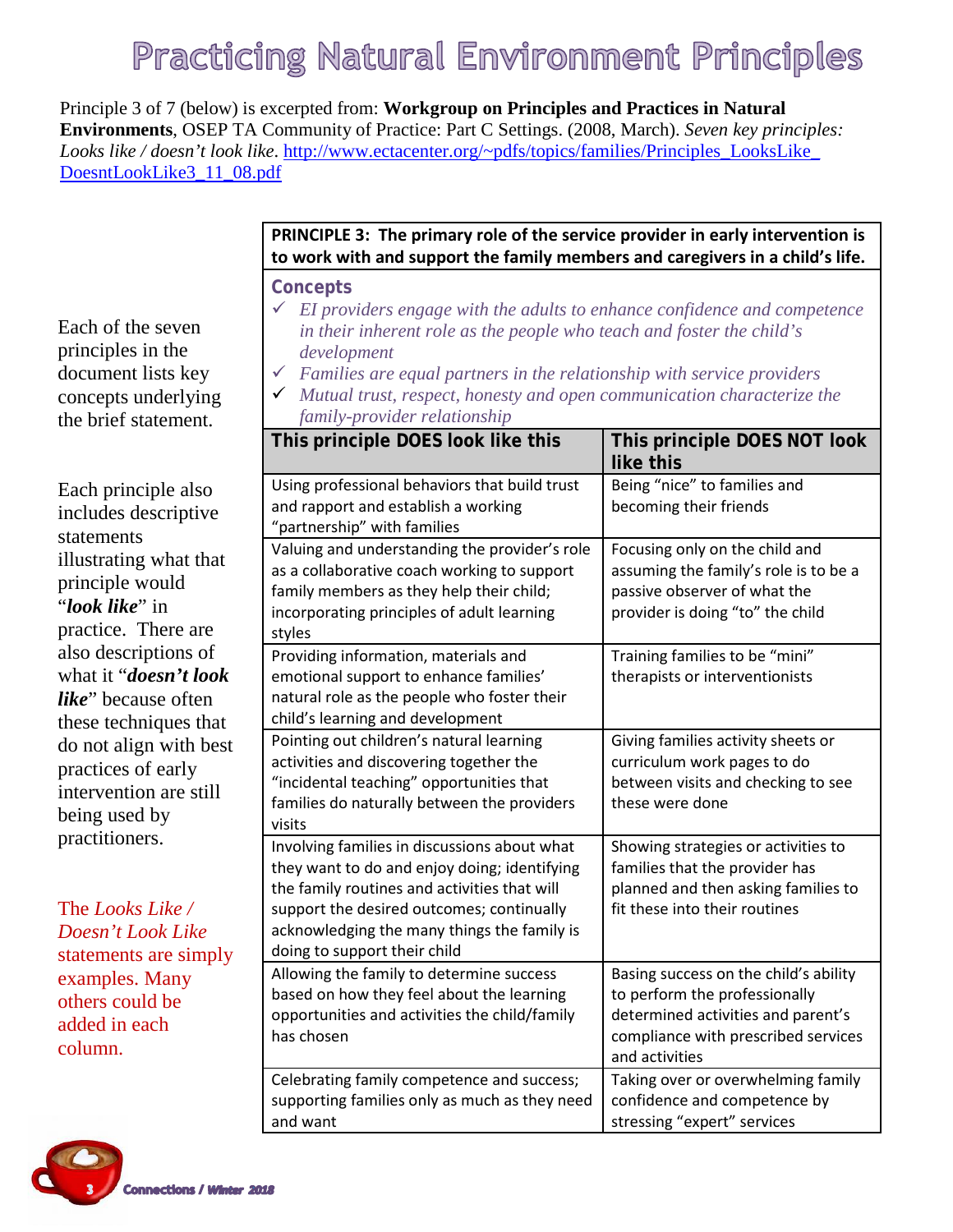# Practicing Natural Environment Principles

Principle 3 of 7 (below) is excerpted from: **Workgroup on Principles and Practices in Natural Environments**, OSEP TA Community of Practice: Part C Settings. (2008, March). *Seven key principles: Looks like / doesn't look like.* http://www.ectacenter.org/~pdfs/topics/families/Principles_LooksLike_DoesntLookLike3_11_08.pdf

Each of the seven principles in the document lists key concepts underlying the brief statement.

Each principle also includes descriptive statements illustrating what that principle would "***look like***" in practice. There are also descriptions of what it "***doesn't look like***" because often these techniques that do not align with best practices of early intervention are still being used by practitioners.

The *Looks Like / Doesn't Look Like* statements are simply examples. Many others could be added in each column.

**PRINCIPLE 3: The primary role of the service provider in early intervention is to work with and support the family members and caregivers in a child's life.**

**Concepts**

- ✓ *EI providers engage with the adults to enhance confidence and competence in their inherent role as the people who teach and foster the child's development*
- ✓ *Families are equal partners in the relationship with service providers*
- ✓ *Mutual trust, respect, honesty and open communication characterize the family-provider relationship*

| This principle DOES look like this | This principle DOES NOT look like this |
|---|---|
| Using professional behaviors that build trust and rapport and establish a working "partnership" with families | Being "nice" to families and becoming their friends |
| Valuing and understanding the provider's role as a collaborative coach working to support family members as they help their child; incorporating principles of adult learning styles | Focusing only on the child and assuming the family's role is to be a passive observer of what the provider is doing "to" the child |
| Providing information, materials and emotional support to enhance families' natural role as the people who foster their child's learning and development | Training families to be "mini" therapists or interventionists |
| Pointing out children's natural learning activities and discovering together the "incidental teaching" opportunities that families do naturally between the providers visits | Giving families activity sheets or curriculum work pages to do between visits and checking to see these were done |
| Involving families in discussions about what they want to do and enjoy doing; identifying the family routines and activities that will support the desired outcomes; continually acknowledging the many things the family is doing to support their child | Showing strategies or activities to families that the provider has planned and then asking families to fit these into their routines |
| Allowing the family to determine success based on how they feel about the learning opportunities and activities the child/family has chosen | Basing success on the child's ability to perform the professionally determined activities and parent's compliance with prescribed services and activities |
| Celebrating family competence and success; supporting families only as much as they need and want | Taking over or overwhelming family confidence and competence by stressing "expert" services |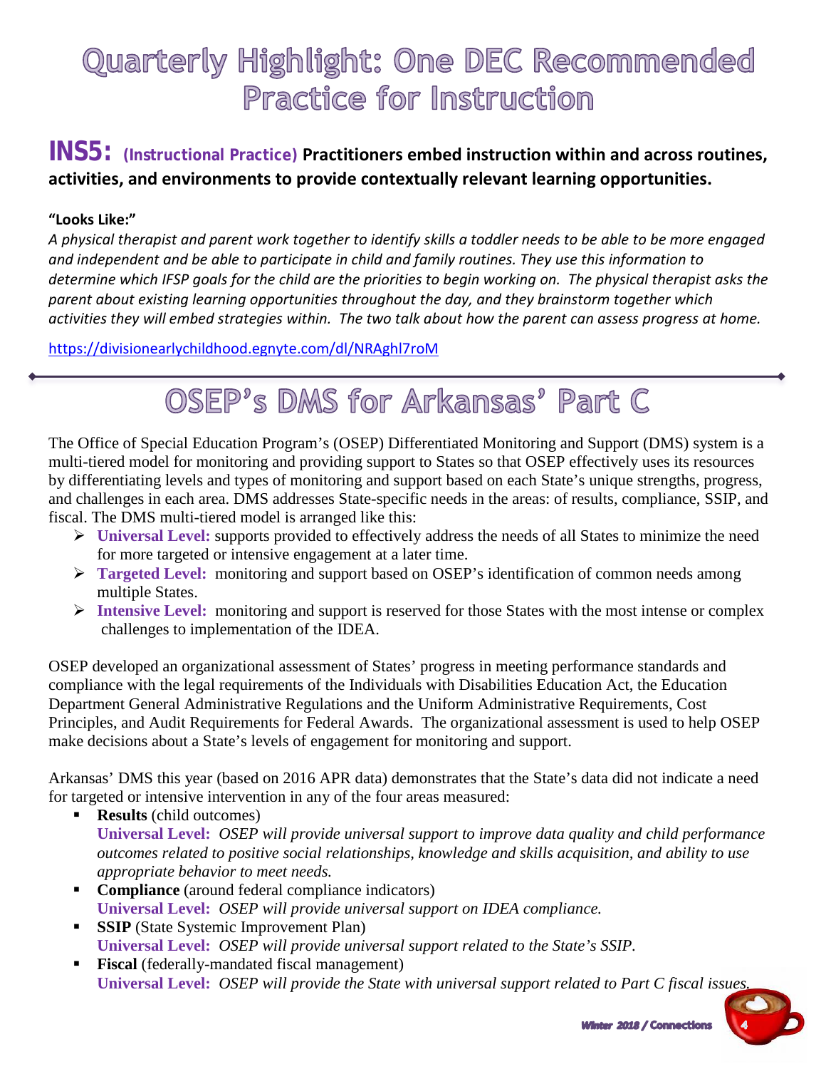# Quarterly Highlight: One DEC Recommended Practice for Instruction

## INS5: (Instructional Practice) Practitioners embed instruction within and across routines, activities, and environments to provide contextually relevant learning opportunities.

**"Looks Like:"**

*A physical therapist and parent work together to identify skills a toddler needs to be able to be more engaged and independent and be able to participate in child and family routines. They use this information to determine which IFSP goals for the child are the priorities to begin working on. The physical therapist asks the parent about existing learning opportunities throughout the day, and they brainstorm together which activities they will embed strategies within. The two talk about how the parent can assess progress at home.*

https://divisionearlychildhood.egnyte.com/dl/NRAghl7roM

---

# OSEP's DMS for Arkansas' Part C

The Office of Special Education Program's (OSEP) Differentiated Monitoring and Support (DMS) system is a multi-tiered model for monitoring and providing support to States so that OSEP effectively uses its resources by differentiating levels and types of monitoring and support based on each State's unique strengths, progress, and challenges in each area. DMS addresses State-specific needs in the areas: of results, compliance, SSIP, and fiscal. The DMS multi-tiered model is arranged like this:

- **Universal Level:** supports provided to effectively address the needs of all States to minimize the need for more targeted or intensive engagement at a later time.
- **Targeted Level:** monitoring and support based on OSEP's identification of common needs among multiple States.
- **Intensive Level:** monitoring and support is reserved for those States with the most intense or complex challenges to implementation of the IDEA.

OSEP developed an organizational assessment of States' progress in meeting performance standards and compliance with the legal requirements of the Individuals with Disabilities Education Act, the Education Department General Administrative Regulations and the Uniform Administrative Requirements, Cost Principles, and Audit Requirements for Federal Awards. The organizational assessment is used to help OSEP make decisions about a State's levels of engagement for monitoring and support.

Arkansas' DMS this year (based on 2016 APR data) demonstrates that the State's data did not indicate a need for targeted or intensive intervention in any of the four areas measured:

- **Results** (child outcomes)
  **Universal Level:** *OSEP will provide universal support to improve data quality and child performance outcomes related to positive social relationships, knowledge and skills acquisition, and ability to use appropriate behavior to meet needs.*
- **Compliance** (around federal compliance indicators)
  **Universal Level:** *OSEP will provide universal support on IDEA compliance.*
- **SSIP** (State Systemic Improvement Plan)
  **Universal Level:** *OSEP will provide universal support related to the State's SSIP.*
- **Fiscal** (federally-mandated fiscal management)
  **Universal Level:** *OSEP will provide the State with universal support related to Part C fiscal issues.*